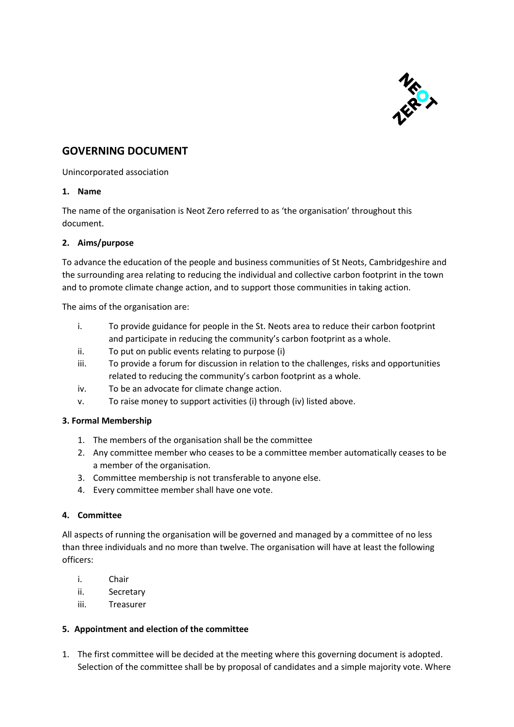## GOVERNING DOCUMENT

Unincorporated association

### 1. Name

The name of the organisation is Neot Zero referred to as 'the organisation' throughout this document.

### 2. Aims/purpose

To advance the education of the people and business communities of St Neots, Cambridgeshire and the surrounding area relating to reducing the individual and collective carbon footprint in the town and to promote climate change action, and to support those communities in taking action.

The aims of the organisation are:

i. To provide guidance for people in the St. Neots area to reduce their carbon footprint and participate in reducing the community's carbon footprint as a whole.
ii. To put on public events relating to purpose (i)
iii. To provide a forum for discussion in relation to the challenges, risks and opportunities related to reducing the community's carbon footprint as a whole.
iv. To be an advocate for climate change action.
v. To raise money to support activities (i) through (iv) listed above.

### 3. Formal Membership

1. The members of the organisation shall be the committee
2. Any committee member who ceases to be a committee member automatically ceases to be a member of the organisation.
3. Committee membership is not transferable to anyone else.
4. Every committee member shall have one vote.

### 4. Committee

All aspects of running the organisation will be governed and managed by a committee of no less than three individuals and no more than twelve. The organisation will have at least the following officers:

i. Chair
ii. Secretary
iii. Treasurer

### 5. Appointment and election of the committee

1. The first committee will be decided at the meeting where this governing document is adopted. Selection of the committee shall be by proposal of candidates and a simple majority vote. Where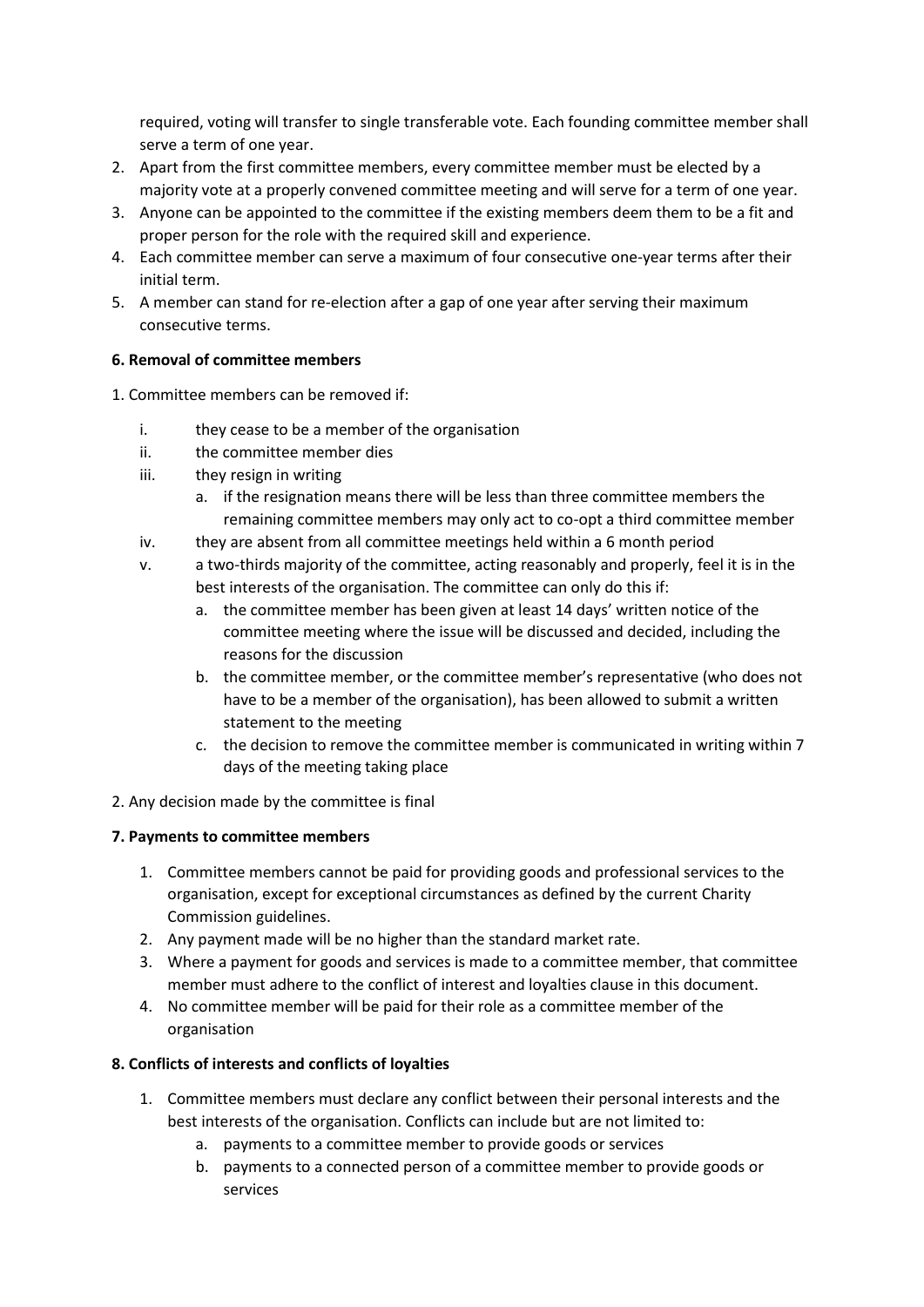required, voting will transfer to single transferable vote. Each founding committee member shall serve a term of one year.

2. Apart from the first committee members, every committee member must be elected by a majority vote at a properly convened committee meeting and will serve for a term of one year.
3. Anyone can be appointed to the committee if the existing members deem them to be a fit and proper person for the role with the required skill and experience.
4. Each committee member can serve a maximum of four consecutive one-year terms after their initial term.
5. A member can stand for re-election after a gap of one year after serving their maximum consecutive terms.

**6. Removal of committee members**

1. Committee members can be removed if:

   i. they cease to be a member of the organisation
   
   ii. the committee member dies
   
   iii. they resign in writing
      a. if the resignation means there will be less than three committee members the remaining committee members may only act to co-opt a third committee member
   
   iv. they are absent from all committee meetings held within a 6 month period
   
   v. a two-thirds majority of the committee, acting reasonably and properly, feel it is in the best interests of the organisation. The committee can only do this if:
      a. the committee member has been given at least 14 days' written notice of the committee meeting where the issue will be discussed and decided, including the reasons for the discussion
      b. the committee member, or the committee member's representative (who does not have to be a member of the organisation), has been allowed to submit a written statement to the meeting
      c. the decision to remove the committee member is communicated in writing within 7 days of the meeting taking place

2. Any decision made by the committee is final

**7. Payments to committee members**

1. Committee members cannot be paid for providing goods and professional services to the organisation, except for exceptional circumstances as defined by the current Charity Commission guidelines.
2. Any payment made will be no higher than the standard market rate.
3. Where a payment for goods and services is made to a committee member, that committee member must adhere to the conflict of interest and loyalties clause in this document.
4. No committee member will be paid for their role as a committee member of the organisation

**8. Conflicts of interests and conflicts of loyalties**

1. Committee members must declare any conflict between their personal interests and the best interests of the organisation. Conflicts can include but are not limited to:
   a. payments to a committee member to provide goods or services
   b. payments to a connected person of a committee member to provide goods or services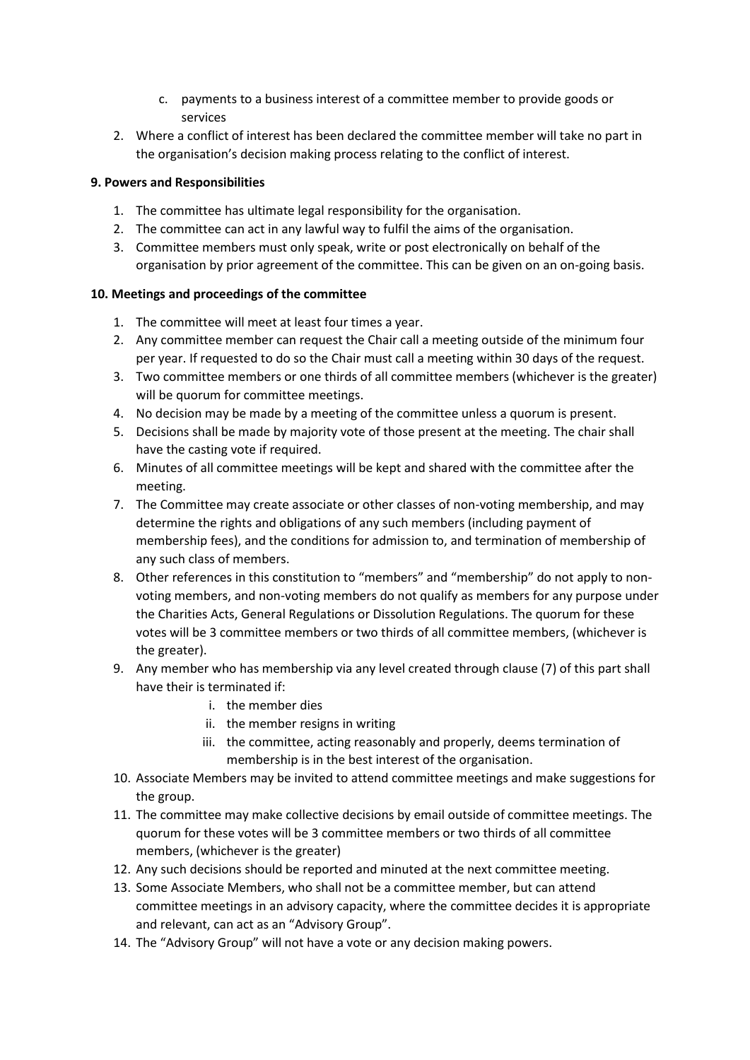c. payments to a business interest of a committee member to provide goods or services

2. Where a conflict of interest has been declared the committee member will take no part in the organisation's decision making process relating to the conflict of interest.

**9. Powers and Responsibilities**

1. The committee has ultimate legal responsibility for the organisation.
2. The committee can act in any lawful way to fulfil the aims of the organisation.
3. Committee members must only speak, write or post electronically on behalf of the organisation by prior agreement of the committee. This can be given on an on-going basis.

**10. Meetings and proceedings of the committee**

1. The committee will meet at least four times a year.
2. Any committee member can request the Chair call a meeting outside of the minimum four per year. If requested to do so the Chair must call a meeting within 30 days of the request.
3. Two committee members or one thirds of all committee members (whichever is the greater) will be quorum for committee meetings.
4. No decision may be made by a meeting of the committee unless a quorum is present.
5. Decisions shall be made by majority vote of those present at the meeting. The chair shall have the casting vote if required.
6. Minutes of all committee meetings will be kept and shared with the committee after the meeting.
7. The Committee may create associate or other classes of non-voting membership, and may determine the rights and obligations of any such members (including payment of membership fees), and the conditions for admission to, and termination of membership of any such class of members.
8. Other references in this constitution to "members" and "membership" do not apply to non-voting members, and non-voting members do not qualify as members for any purpose under the Charities Acts, General Regulations or Dissolution Regulations. The quorum for these votes will be 3 committee members or two thirds of all committee members, (whichever is the greater).
9. Any member who has membership via any level created through clause (7) of this part shall have their is terminated if:
   i. the member dies
   ii. the member resigns in writing
   iii. the committee, acting reasonably and properly, deems termination of membership is in the best interest of the organisation.
10. Associate Members may be invited to attend committee meetings and make suggestions for the group.
11. The committee may make collective decisions by email outside of committee meetings. The quorum for these votes will be 3 committee members or two thirds of all committee members, (whichever is the greater)
12. Any such decisions should be reported and minuted at the next committee meeting.
13. Some Associate Members, who shall not be a committee member, but can attend committee meetings in an advisory capacity, where the committee decides it is appropriate and relevant, can act as an "Advisory Group".
14. The "Advisory Group" will not have a vote or any decision making powers.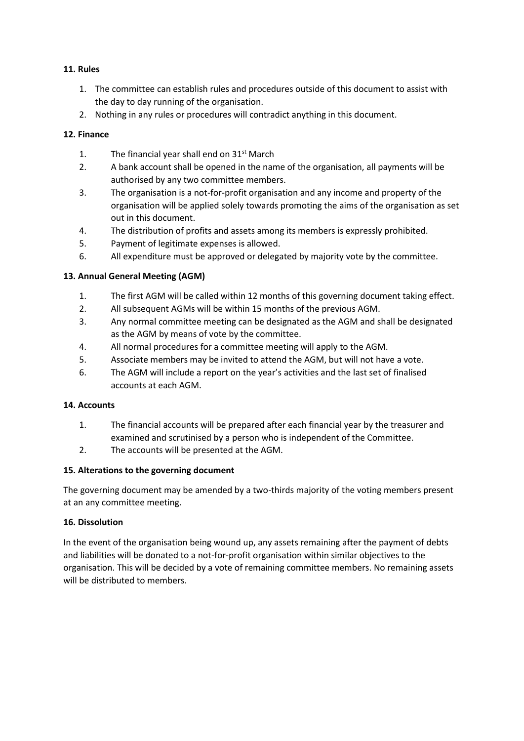**11. Rules**

1. The committee can establish rules and procedures outside of this document to assist with the day to day running of the organisation.
2. Nothing in any rules or procedures will contradict anything in this document.

**12. Finance**

1. The financial year shall end on 31st March
2. A bank account shall be opened in the name of the organisation, all payments will be authorised by any two committee members.
3. The organisation is a not-for-profit organisation and any income and property of the organisation will be applied solely towards promoting the aims of the organisation as set out in this document.
4. The distribution of profits and assets among its members is expressly prohibited.
5. Payment of legitimate expenses is allowed.
6. All expenditure must be approved or delegated by majority vote by the committee.

**13. Annual General Meeting (AGM)**

1. The first AGM will be called within 12 months of this governing document taking effect.
2. All subsequent AGMs will be within 15 months of the previous AGM.
3. Any normal committee meeting can be designated as the AGM and shall be designated as the AGM by means of vote by the committee.
4. All normal procedures for a committee meeting will apply to the AGM.
5. Associate members may be invited to attend the AGM, but will not have a vote.
6. The AGM will include a report on the year's activities and the last set of finalised accounts at each AGM.

**14. Accounts**

1. The financial accounts will be prepared after each financial year by the treasurer and examined and scrutinised by a person who is independent of the Committee.
2. The accounts will be presented at the AGM.

**15. Alterations to the governing document**

The governing document may be amended by a two-thirds majority of the voting members present at an any committee meeting.

**16. Dissolution**

In the event of the organisation being wound up, any assets remaining after the payment of debts and liabilities will be donated to a not-for-profit organisation within similar objectives to the organisation. This will be decided by a vote of remaining committee members. No remaining assets will be distributed to members.